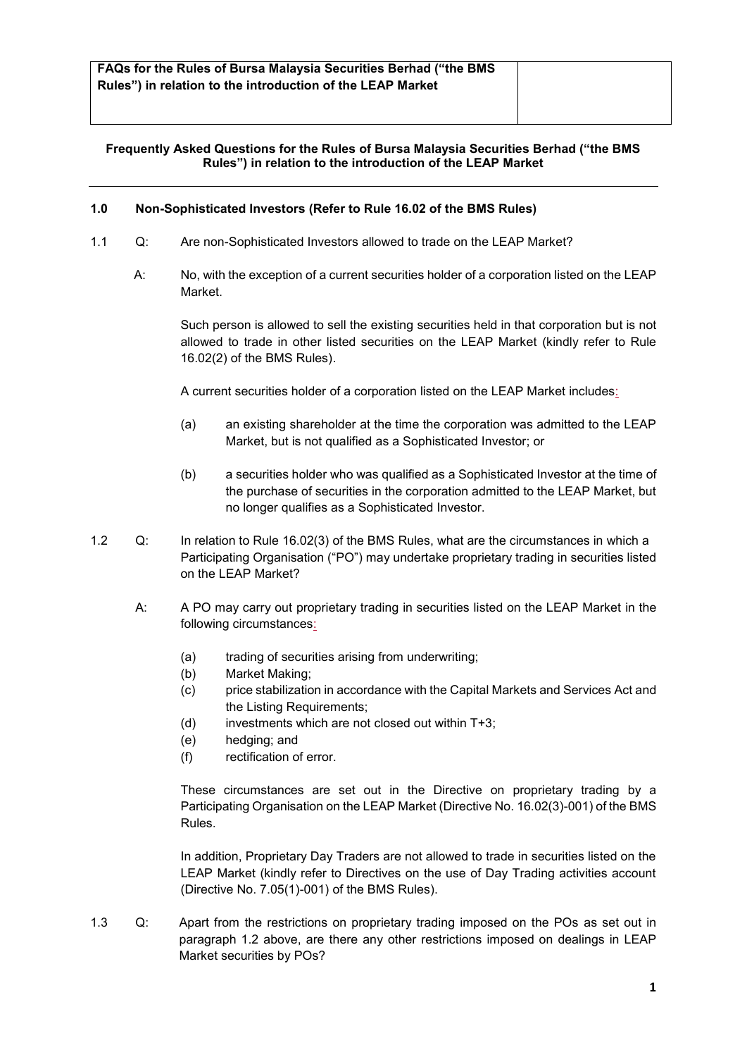| FAQs for the Rules of Bursa Malaysia Securities Berhad ("the BMS Rules") in relation to the introduction of the LEAP Market | |
|---|---|

## Frequently Asked Questions for the Rules of Bursa Malaysia Securities Berhad ("the BMS Rules") in relation to the introduction of the LEAP Market

---

### 1.0 Non-Sophisticated Investors (Refer to Rule 16.02 of the BMS Rules)

1.1 Q: Are non-Sophisticated Investors allowed to trade on the LEAP Market?

A: No, with the exception of a current securities holder of a corporation listed on the LEAP Market.

Such person is allowed to sell the existing securities held in that corporation but is not allowed to trade in other listed securities on the LEAP Market (kindly refer to Rule 16.02(2) of the BMS Rules).

A current securities holder of a corporation listed on the LEAP Market includes:

(a) an existing shareholder at the time the corporation was admitted to the LEAP Market, but is not qualified as a Sophisticated Investor; or

(b) a securities holder who was qualified as a Sophisticated Investor at the time of the purchase of securities in the corporation admitted to the LEAP Market, but no longer qualifies as a Sophisticated Investor.

1.2 Q: In relation to Rule 16.02(3) of the BMS Rules, what are the circumstances in which a Participating Organisation ("PO") may undertake proprietary trading in securities listed on the LEAP Market?

A: A PO may carry out proprietary trading in securities listed on the LEAP Market in the following circumstances:

(a) trading of securities arising from underwriting;
(b) Market Making;
(c) price stabilization in accordance with the Capital Markets and Services Act and the Listing Requirements;
(d) investments which are not closed out within T+3;
(e) hedging; and
(f) rectification of error.

These circumstances are set out in the Directive on proprietary trading by a Participating Organisation on the LEAP Market (Directive No. 16.02(3)-001) of the BMS Rules.

In addition, Proprietary Day Traders are not allowed to trade in securities listed on the LEAP Market (kindly refer to Directives on the use of Day Trading activities account (Directive No. 7.05(1)-001) of the BMS Rules).

1.3 Q: Apart from the restrictions on proprietary trading imposed on the POs as set out in paragraph 1.2 above, are there any other restrictions imposed on dealings in LEAP Market securities by POs?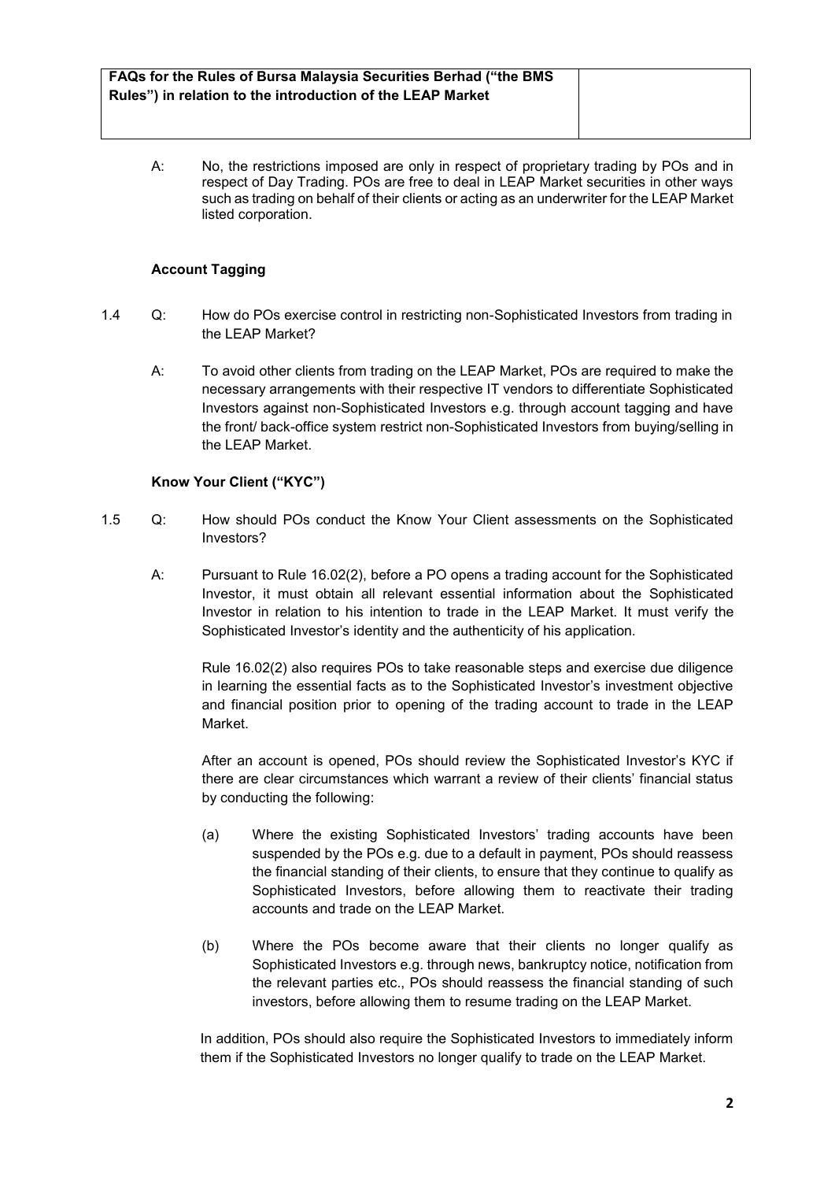A: No, the restrictions imposed are only in respect of proprietary trading by POs and in respect of Day Trading. POs are free to deal in LEAP Market securities in other ways such as trading on behalf of their clients or acting as an underwriter for the LEAP Market listed corporation.

**Account Tagging**

1.4 Q: How do POs exercise control in restricting non-Sophisticated Investors from trading in the LEAP Market?

A: To avoid other clients from trading on the LEAP Market, POs are required to make the necessary arrangements with their respective IT vendors to differentiate Sophisticated Investors against non-Sophisticated Investors e.g. through account tagging and have the front/ back-office system restrict non-Sophisticated Investors from buying/selling in the LEAP Market.

**Know Your Client ("KYC")**

1.5 Q: How should POs conduct the Know Your Client assessments on the Sophisticated Investors?

A: Pursuant to Rule 16.02(2), before a PO opens a trading account for the Sophisticated Investor, it must obtain all relevant essential information about the Sophisticated Investor in relation to his intention to trade in the LEAP Market. It must verify the Sophisticated Investor's identity and the authenticity of his application.

Rule 16.02(2) also requires POs to take reasonable steps and exercise due diligence in learning the essential facts as to the Sophisticated Investor's investment objective and financial position prior to opening of the trading account to trade in the LEAP Market.

After an account is opened, POs should review the Sophisticated Investor's KYC if there are clear circumstances which warrant a review of their clients' financial status by conducting the following:

(a) Where the existing Sophisticated Investors' trading accounts have been suspended by the POs e.g. due to a default in payment, POs should reassess the financial standing of their clients, to ensure that they continue to qualify as Sophisticated Investors, before allowing them to reactivate their trading accounts and trade on the LEAP Market.

(b) Where the POs become aware that their clients no longer qualify as Sophisticated Investors e.g. through news, bankruptcy notice, notification from the relevant parties etc., POs should reassess the financial standing of such investors, before allowing them to resume trading on the LEAP Market.

In addition, POs should also require the Sophisticated Investors to immediately inform them if the Sophisticated Investors no longer qualify to trade on the LEAP Market.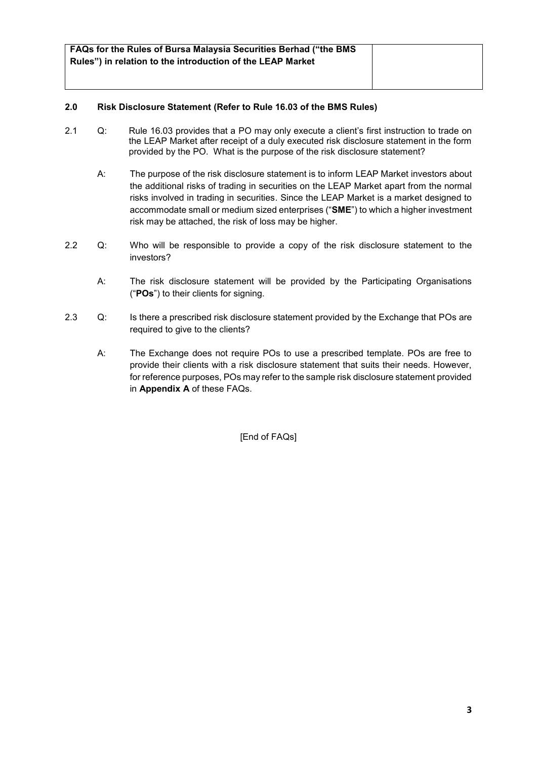## 2.0 Risk Disclosure Statement (Refer to Rule 16.03 of the BMS Rules)

2.1 Q: Rule 16.03 provides that a PO may only execute a client's first instruction to trade on the LEAP Market after receipt of a duly executed risk disclosure statement in the form provided by the PO. What is the purpose of the risk disclosure statement?

A: The purpose of the risk disclosure statement is to inform LEAP Market investors about the additional risks of trading in securities on the LEAP Market apart from the normal risks involved in trading in securities. Since the LEAP Market is a market designed to accommodate small or medium sized enterprises ("**SME**") to which a higher investment risk may be attached, the risk of loss may be higher.

2.2 Q: Who will be responsible to provide a copy of the risk disclosure statement to the investors?

A: The risk disclosure statement will be provided by the Participating Organisations ("**POs**") to their clients for signing.

2.3 Q: Is there a prescribed risk disclosure statement provided by the Exchange that POs are required to give to the clients?

A: The Exchange does not require POs to use a prescribed template. POs are free to provide their clients with a risk disclosure statement that suits their needs. However, for reference purposes, POs may refer to the sample risk disclosure statement provided in **Appendix A** of these FAQs.

[End of FAQs]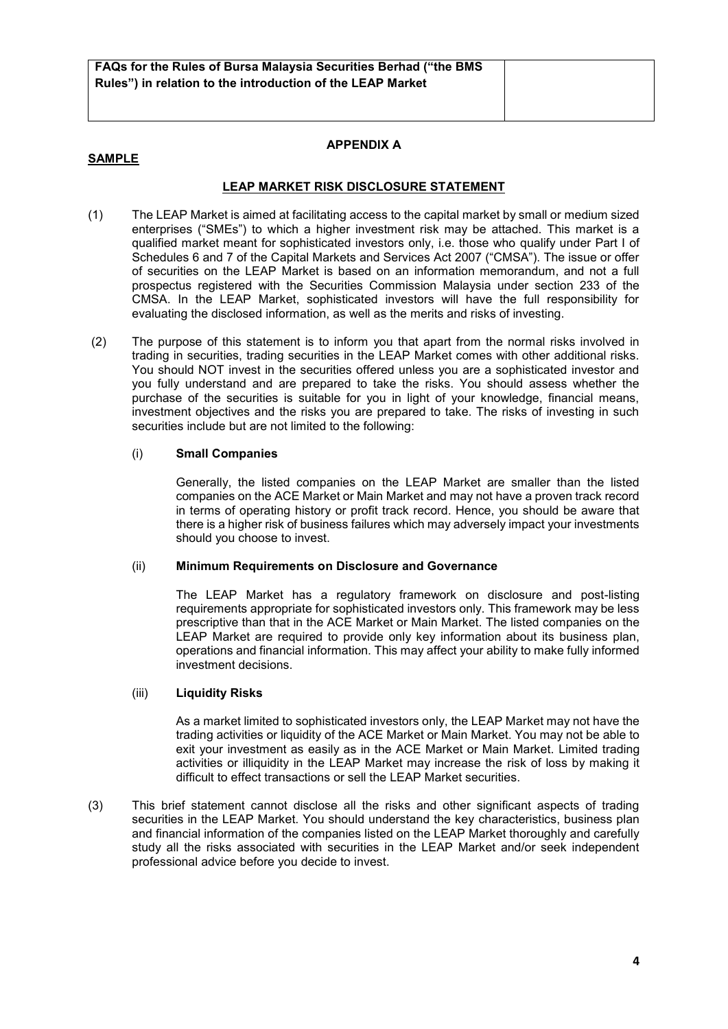**APPENDIX A**

**SAMPLE**

**LEAP MARKET RISK DISCLOSURE STATEMENT**

(1) The LEAP Market is aimed at facilitating access to the capital market by small or medium sized enterprises ("SMEs") to which a higher investment risk may be attached. This market is a qualified market meant for sophisticated investors only, i.e. those who qualify under Part I of Schedules 6 and 7 of the Capital Markets and Services Act 2007 ("CMSA"). The issue or offer of securities on the LEAP Market is based on an information memorandum, and not a full prospectus registered with the Securities Commission Malaysia under section 233 of the CMSA. In the LEAP Market, sophisticated investors will have the full responsibility for evaluating the disclosed information, as well as the merits and risks of investing.

(2) The purpose of this statement is to inform you that apart from the normal risks involved in trading in securities, trading securities in the LEAP Market comes with other additional risks. You should NOT invest in the securities offered unless you are a sophisticated investor and you fully understand and are prepared to take the risks. You should assess whether the purchase of the securities is suitable for you in light of your knowledge, financial means, investment objectives and the risks you are prepared to take. The risks of investing in such securities include but are not limited to the following:

(i) **Small Companies**

Generally, the listed companies on the LEAP Market are smaller than the listed companies on the ACE Market or Main Market and may not have a proven track record in terms of operating history or profit track record. Hence, you should be aware that there is a higher risk of business failures which may adversely impact your investments should you choose to invest.

(ii) **Minimum Requirements on Disclosure and Governance**

The LEAP Market has a regulatory framework on disclosure and post-listing requirements appropriate for sophisticated investors only. This framework may be less prescriptive than that in the ACE Market or Main Market. The listed companies on the LEAP Market are required to provide only key information about its business plan, operations and financial information. This may affect your ability to make fully informed investment decisions.

(iii) **Liquidity Risks**

As a market limited to sophisticated investors only, the LEAP Market may not have the trading activities or liquidity of the ACE Market or Main Market. You may not be able to exit your investment as easily as in the ACE Market or Main Market. Limited trading activities or illiquidity in the LEAP Market may increase the risk of loss by making it difficult to effect transactions or sell the LEAP Market securities.

(3) This brief statement cannot disclose all the risks and other significant aspects of trading securities in the LEAP Market. You should understand the key characteristics, business plan and financial information of the companies listed on the LEAP Market thoroughly and carefully study all the risks associated with securities in the LEAP Market and/or seek independent professional advice before you decide to invest.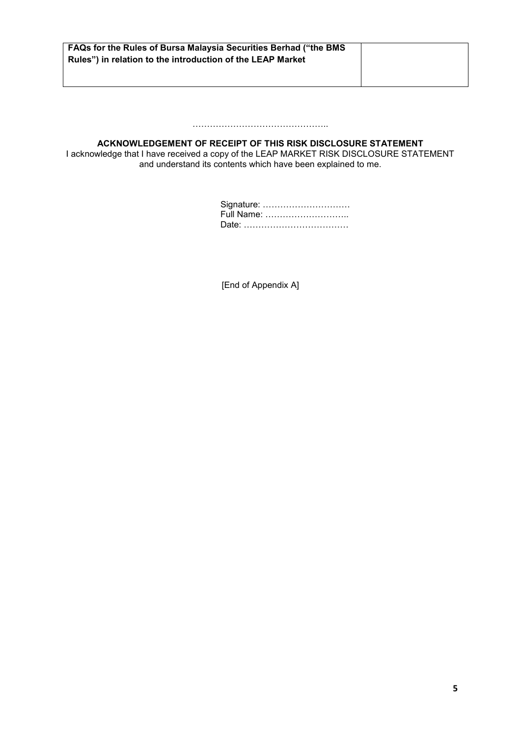……………………………………….

**ACKNOWLEDGEMENT OF RECEIPT OF THIS RISK DISCLOSURE STATEMENT**

I acknowledge that I have received a copy of the LEAP MARKET RISK DISCLOSURE STATEMENT and understand its contents which have been explained to me.

Signature: …………………………
Full Name: ………………………..
Date: ………………………………

[End of Appendix A]